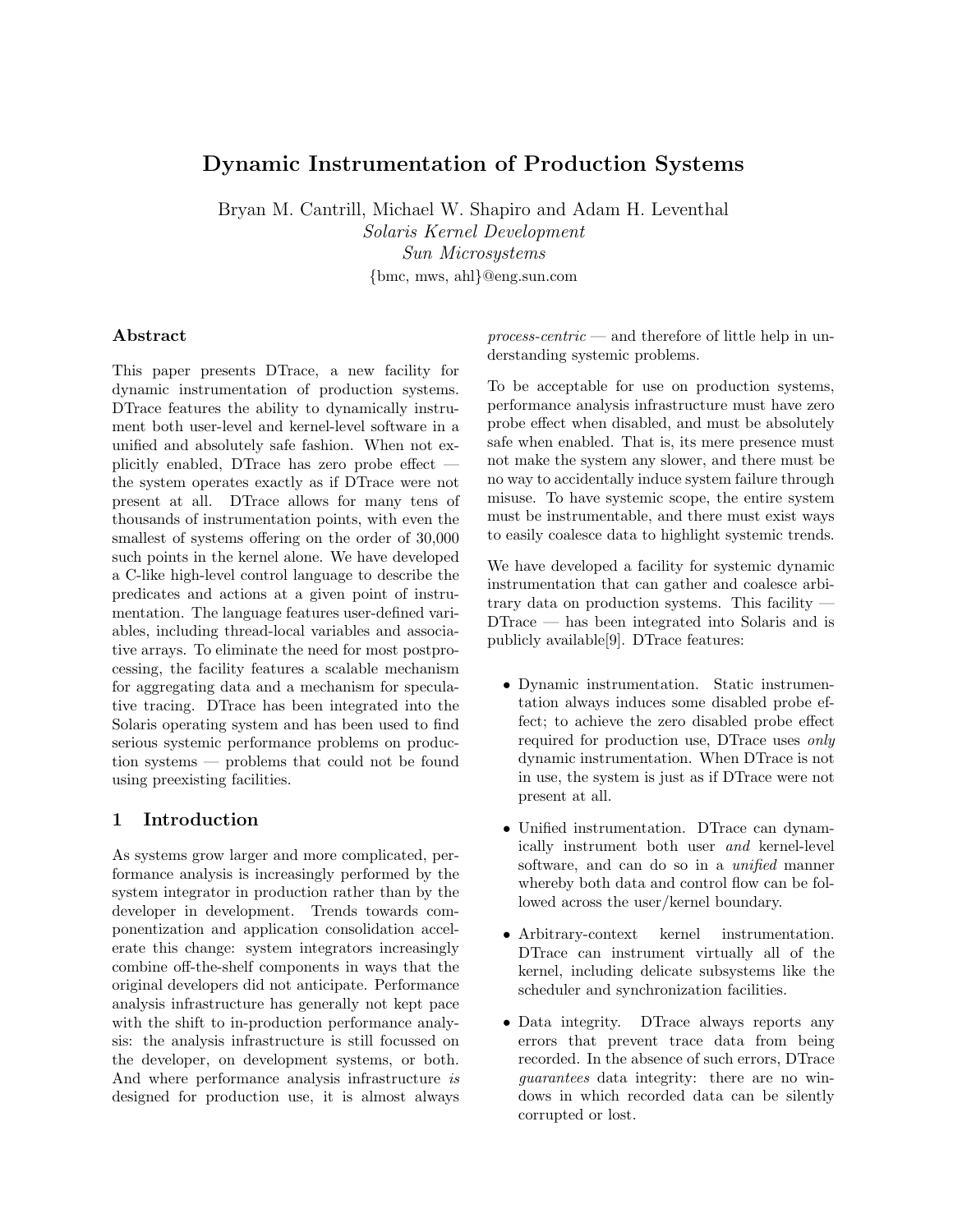# Dynamic Instrumentation of Production Systems

Bryan M. Cantrill, Michael W. Shapiro and Adam H. Leventhal
*Solaris Kernel Development*
*Sun Microsystems*
{bmc, mws, ahl}@eng.sun.com

## Abstract

This paper presents DTrace, a new facility for dynamic instrumentation of production systems. DTrace features the ability to dynamically instrument both user-level and kernel-level software in a unified and absolutely safe fashion. When not explicitly enabled, DTrace has zero probe effect — the system operates exactly as if DTrace were not present at all. DTrace allows for many tens of thousands of instrumentation points, with even the smallest of systems offering on the order of 30,000 such points in the kernel alone. We have developed a C-like high-level control language to describe the predicates and actions at a given point of instrumentation. The language features user-defined variables, including thread-local variables and associative arrays. To eliminate the need for most postprocessing, the facility features a scalable mechanism for aggregating data and a mechanism for speculative tracing. DTrace has been integrated into the Solaris operating system and has been used to find serious systemic performance problems on production systems — problems that could not be found using preexisting facilities.

## 1 Introduction

As systems grow larger and more complicated, performance analysis is increasingly performed by the system integrator in production rather than by the developer in development. Trends towards componentization and application consolidation accelerate this change: system integrators increasingly combine off-the-shelf components in ways that the original developers did not anticipate. Performance analysis infrastructure has generally not kept pace with the shift to in-production performance analysis: the analysis infrastructure is still focussed on the developer, on development systems, or both. And where performance analysis infrastructure *is* designed for production use, it is almost always *process-centric* — and therefore of little help in understanding systemic problems.

To be acceptable for use on production systems, performance analysis infrastructure must have zero probe effect when disabled, and must be absolutely safe when enabled. That is, its mere presence must not make the system any slower, and there must be no way to accidentally induce system failure through misuse. To have systemic scope, the entire system must be instrumentable, and there must exist ways to easily coalesce data to highlight systemic trends.

We have developed a facility for systemic dynamic instrumentation that can gather and coalesce arbitrary data on production systems. This facility — DTrace — has been integrated into Solaris and is publicly available[9]. DTrace features:

- Dynamic instrumentation. Static instrumentation always induces some disabled probe effect; to achieve the zero disabled probe effect required for production use, DTrace uses *only* dynamic instrumentation. When DTrace is not in use, the system is just as if DTrace were not present at all.
- Unified instrumentation. DTrace can dynamically instrument both user *and* kernel-level software, and can do so in a *unified* manner whereby both data and control flow can be followed across the user/kernel boundary.
- Arbitrary-context kernel instrumentation. DTrace can instrument virtually all of the kernel, including delicate subsystems like the scheduler and synchronization facilities.
- Data integrity. DTrace always reports any errors that prevent trace data from being recorded. In the absence of such errors, DTrace *guarantees* data integrity: there are no windows in which recorded data can be silently corrupted or lost.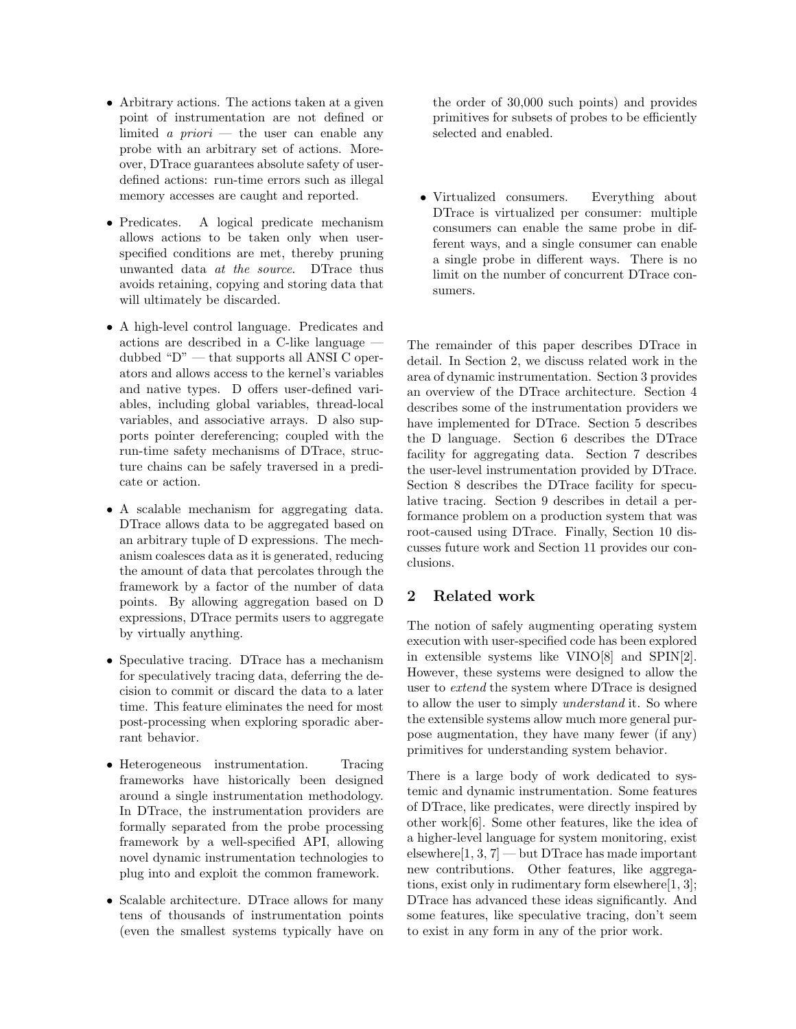- Arbitrary actions. The actions taken at a given point of instrumentation are not defined or limited *a priori* — the user can enable any probe with an arbitrary set of actions. Moreover, DTrace guarantees absolute safety of user-defined actions: run-time errors such as illegal memory accesses are caught and reported.

- Predicates. A logical predicate mechanism allows actions to be taken only when user-specified conditions are met, thereby pruning unwanted data *at the source.* DTrace thus avoids retaining, copying and storing data that will ultimately be discarded.

- A high-level control language. Predicates and actions are described in a C-like language — dubbed "D" — that supports all ANSI C operators and allows access to the kernel's variables and native types. D offers user-defined variables, including global variables, thread-local variables, and associative arrays. D also supports pointer dereferencing; coupled with the run-time safety mechanisms of DTrace, structure chains can be safely traversed in a predicate or action.

- A scalable mechanism for aggregating data. DTrace allows data to be aggregated based on an arbitrary tuple of D expressions. The mechanism coalesces data as it is generated, reducing the amount of data that percolates through the framework by a factor of the number of data points. By allowing aggregation based on D expressions, DTrace permits users to aggregate by virtually anything.

- Speculative tracing. DTrace has a mechanism for speculatively tracing data, deferring the decision to commit or discard the data to a later time. This feature eliminates the need for most post-processing when exploring sporadic aberrant behavior.

- Heterogeneous instrumentation. Tracing frameworks have historically been designed around a single instrumentation methodology. In DTrace, the instrumentation providers are formally separated from the probe processing framework by a well-specified API, allowing novel dynamic instrumentation technologies to plug into and exploit the common framework.

- Scalable architecture. DTrace allows for many tens of thousands of instrumentation points (even the smallest systems typically have on the order of 30,000 such points) and provides primitives for subsets of probes to be efficiently selected and enabled.

- Virtualized consumers. Everything about DTrace is virtualized per consumer: multiple consumers can enable the same probe in different ways, and a single consumer can enable a single probe in different ways. There is no limit on the number of concurrent DTrace consumers.

The remainder of this paper describes DTrace in detail. In Section 2, we discuss related work in the area of dynamic instrumentation. Section 3 provides an overview of the DTrace architecture. Section 4 describes some of the instrumentation providers we have implemented for DTrace. Section 5 describes the D language. Section 6 describes the DTrace facility for aggregating data. Section 7 describes the user-level instrumentation provided by DTrace. Section 8 describes the DTrace facility for speculative tracing. Section 9 describes in detail a performance problem on a production system that was root-caused using DTrace. Finally, Section 10 discusses future work and Section 11 provides our conclusions.

## 2 Related work

The notion of safely augmenting operating system execution with user-specified code has been explored in extensible systems like VINO[8] and SPIN[2]. However, these systems were designed to allow the user to *extend* the system where DTrace is designed to allow the user to simply *understand* it. So where the extensible systems allow much more general purpose augmentation, they have many fewer (if any) primitives for understanding system behavior.

There is a large body of work dedicated to systemic and dynamic instrumentation. Some features of DTrace, like predicates, were directly inspired by other work[6]. Some other features, like the idea of a higher-level language for system monitoring, exist elsewhere[1, 3, 7] — but DTrace has made important new contributions. Other features, like aggregations, exist only in rudimentary form elsewhere[1, 3]; DTrace has advanced these ideas significantly. And some features, like speculative tracing, don't seem to exist in any form in any of the prior work.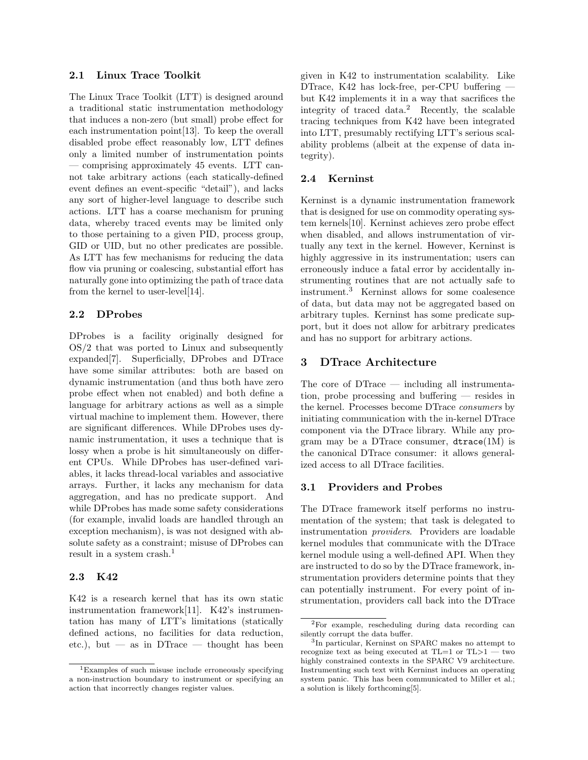### 2.1 Linux Trace Toolkit

The Linux Trace Toolkit (LTT) is designed around a traditional static instrumentation methodology that induces a non-zero (but small) probe effect for each instrumentation point[13]. To keep the overall disabled probe effect reasonably low, LTT defines only a limited number of instrumentation points — comprising approximately 45 events. LTT cannot take arbitrary actions (each statically-defined event defines an event-specific "detail"), and lacks any sort of higher-level language to describe such actions. LTT has a coarse mechanism for pruning data, whereby traced events may be limited only to those pertaining to a given PID, process group, GID or UID, but no other predicates are possible. As LTT has few mechanisms for reducing the data flow via pruning or coalescing, substantial effort has naturally gone into optimizing the path of trace data from the kernel to user-level[14].

### 2.2 DProbes

DProbes is a facility originally designed for OS/2 that was ported to Linux and subsequently expanded[7]. Superficially, DProbes and DTrace have some similar attributes: both are based on dynamic instrumentation (and thus both have zero probe effect when not enabled) and both define a language for arbitrary actions as well as a simple virtual machine to implement them. However, there are significant differences. While DProbes uses dynamic instrumentation, it uses a technique that is lossy when a probe is hit simultaneously on different CPUs. While DProbes has user-defined variables, it lacks thread-local variables and associative arrays. Further, it lacks any mechanism for data aggregation, and has no predicate support. And while DProbes has made some safety considerations (for example, invalid loads are handled through an exception mechanism), is was not designed with absolute safety as a constraint; misuse of DProbes can result in a system crash.[1]

### 2.3 K42

K42 is a research kernel that has its own static instrumentation framework[11]. K42's instrumentation has many of LTT's limitations (statically defined actions, no facilities for data reduction, etc.), but — as in DTrace — thought has been given in K42 to instrumentation scalability. Like DTrace, K42 has lock-free, per-CPU buffering — but K42 implements it in a way that sacrifices the integrity of traced data.[2] Recently, the scalable tracing techniques from K42 have been integrated into LTT, presumably rectifying LTT's serious scalability problems (albeit at the expense of data integrity).

### 2.4 Kerninst

Kerninst is a dynamic instrumentation framework that is designed for use on commodity operating system kernels[10]. Kerninst achieves zero probe effect when disabled, and allows instrumentation of virtually any text in the kernel. However, Kerninst is highly aggressive in its instrumentation; users can erroneously induce a fatal error by accidentally instrumenting routines that are not actually safe to instrument.[3] Kerninst allows for some coalesence of data, but data may not be aggregated based on arbitrary tuples. Kerninst has some predicate support, but it does not allow for arbitrary predicates and has no support for arbitrary actions.

## 3 DTrace Architecture

The core of DTrace — including all instrumentation, probe processing and buffering — resides in the kernel. Processes become DTrace *consumers* by initiating communication with the in-kernel DTrace component via the DTrace library. While any program may be a DTrace consumer, `dtrace`(1M) is the canonical DTrace consumer: it allows generalized access to all DTrace facilities.

### 3.1 Providers and Probes

The DTrace framework itself performs no instrumentation of the system; that task is delegated to instrumentation *providers*. Providers are loadable kernel modules that communicate with the DTrace kernel module using a well-defined API. When they are instructed to do so by the DTrace framework, instrumentation providers determine points that they can potentially instrument. For every point of instrumentation, providers call back into the DTrace

---

[1] Examples of such misuse include erroneously specifying a non-instruction boundary to instrument or specifying an action that incorrectly changes register values.

[2] For example, rescheduling during data recording can silently corrupt the data buffer.

[3] In particular, Kerninst on SPARC makes no attempt to recognize text as being executed at TL=1 or TL>1 — two highly constrained contexts in the SPARC V9 architecture. Instrumenting such text with Kerninst induces an operating system panic. This has been communicated to Miller et al.; a solution is likely forthcoming[5].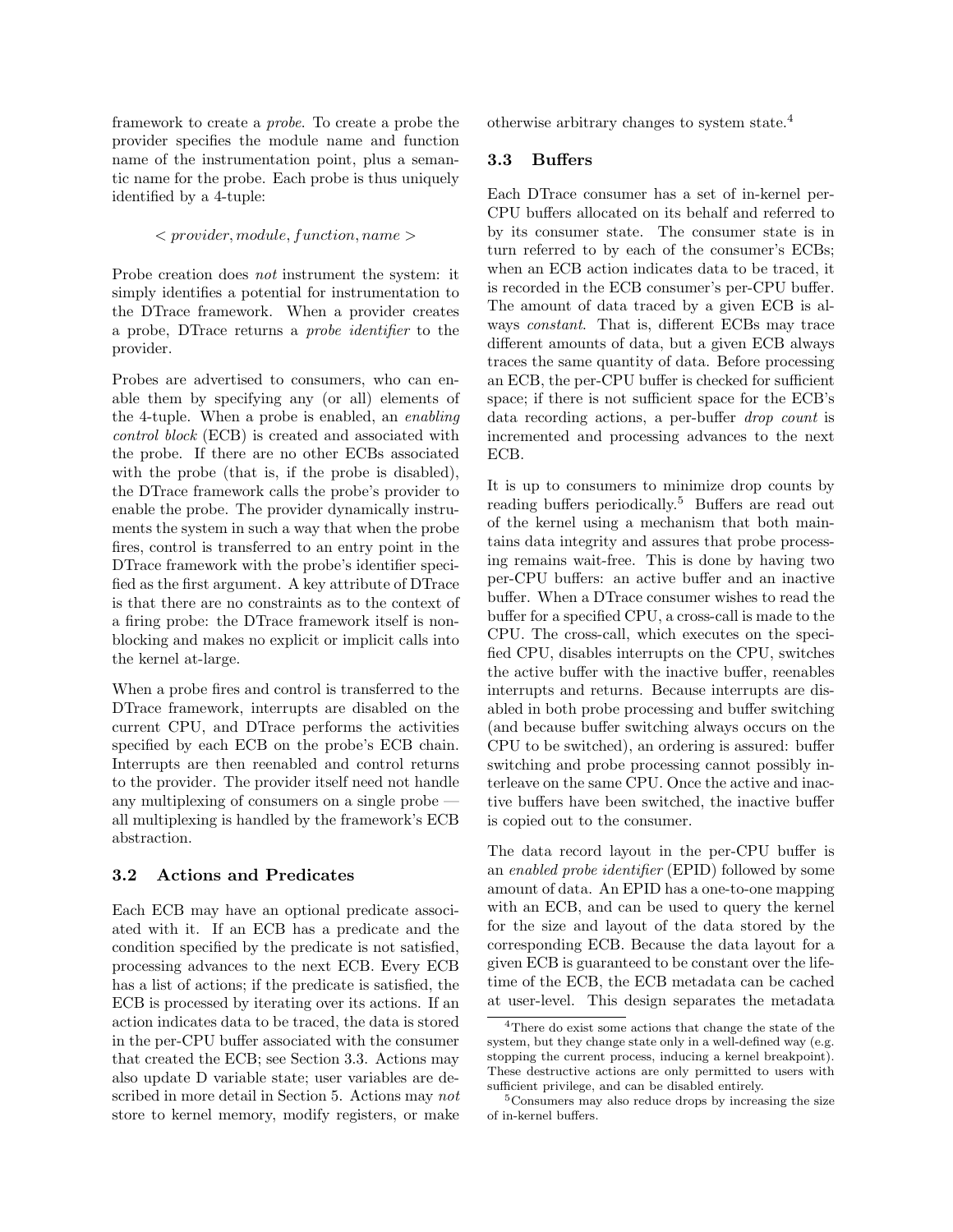framework to create a *probe*. To create a probe the provider specifies the module name and function name of the instrumentation point, plus a semantic name for the probe. Each probe is thus uniquely identified by a 4-tuple:

$$< provider, module, function, name >$$

Probe creation does *not* instrument the system: it simply identifies a potential for instrumentation to the DTrace framework. When a provider creates a probe, DTrace returns a *probe identifier* to the provider.

Probes are advertised to consumers, who can enable them by specifying any (or all) elements of the 4-tuple. When a probe is enabled, an *enabling control block* (ECB) is created and associated with the probe. If there are no other ECBs associated with the probe (that is, if the probe is disabled), the DTrace framework calls the probe's provider to enable the probe. The provider dynamically instruments the system in such a way that when the probe fires, control is transferred to an entry point in the DTrace framework with the probe's identifier specified as the first argument. A key attribute of DTrace is that there are no constraints as to the context of a firing probe: the DTrace framework itself is non-blocking and makes no explicit or implicit calls into the kernel at-large.

When a probe fires and control is transferred to the DTrace framework, interrupts are disabled on the current CPU, and DTrace performs the activities specified by each ECB on the probe's ECB chain. Interrupts are then reenabled and control returns to the provider. The provider itself need not handle any multiplexing of consumers on a single probe — all multiplexing is handled by the framework's ECB abstraction.

### 3.2 Actions and Predicates

Each ECB may have an optional predicate associated with it. If an ECB has a predicate and the condition specified by the predicate is not satisfied, processing advances to the next ECB. Every ECB has a list of actions; if the predicate is satisfied, the ECB is processed by iterating over its actions. If an action indicates data to be traced, the data is stored in the per-CPU buffer associated with the consumer that created the ECB; see Section 3.3. Actions may also update D variable state; user variables are described in more detail in Section 5. Actions may *not* store to kernel memory, modify registers, or make otherwise arbitrary changes to system state.[4]

### 3.3 Buffers

Each DTrace consumer has a set of in-kernel per-CPU buffers allocated on its behalf and referred to by its consumer state. The consumer state is in turn referred to by each of the consumer's ECBs; when an ECB action indicates data to be traced, it is recorded in the ECB consumer's per-CPU buffer. The amount of data traced by a given ECB is always *constant*. That is, different ECBs may trace different amounts of data, but a given ECB always traces the same quantity of data. Before processing an ECB, the per-CPU buffer is checked for sufficient space; if there is not sufficient space for the ECB's data recording actions, a per-buffer *drop count* is incremented and processing advances to the next ECB.

It is up to consumers to minimize drop counts by reading buffers periodically.[5] Buffers are read out of the kernel using a mechanism that both maintains data integrity and assures that probe processing remains wait-free. This is done by having two per-CPU buffers: an active buffer and an inactive buffer. When a DTrace consumer wishes to read the buffer for a specified CPU, a cross-call is made to the CPU. The cross-call, which executes on the specified CPU, disables interrupts on the CPU, switches the active buffer with the inactive buffer, reenables interrupts and returns. Because interrupts are disabled in both probe processing and buffer switching (and because buffer switching always occurs on the CPU to be switched), an ordering is assured: buffer switching and probe processing cannot possibly interleave on the same CPU. Once the active and inactive buffers have been switched, the inactive buffer is copied out to the consumer.

The data record layout in the per-CPU buffer is an *enabled probe identifier* (EPID) followed by some amount of data. An EPID has a one-to-one mapping with an ECB, and can be used to query the kernel for the size and layout of the data stored by the corresponding ECB. Because the data layout for a given ECB is guaranteed to be constant over the lifetime of the ECB, the ECB metadata can be cached at user-level. This design separates the metadata

---

[4] There do exist some actions that change the state of the system, but they change state only in a well-defined way (e.g. stopping the current process, inducing a kernel breakpoint). These destructive actions are only permitted to users with sufficient privilege, and can be disabled entirely.

[5] Consumers may also reduce drops by increasing the size of in-kernel buffers.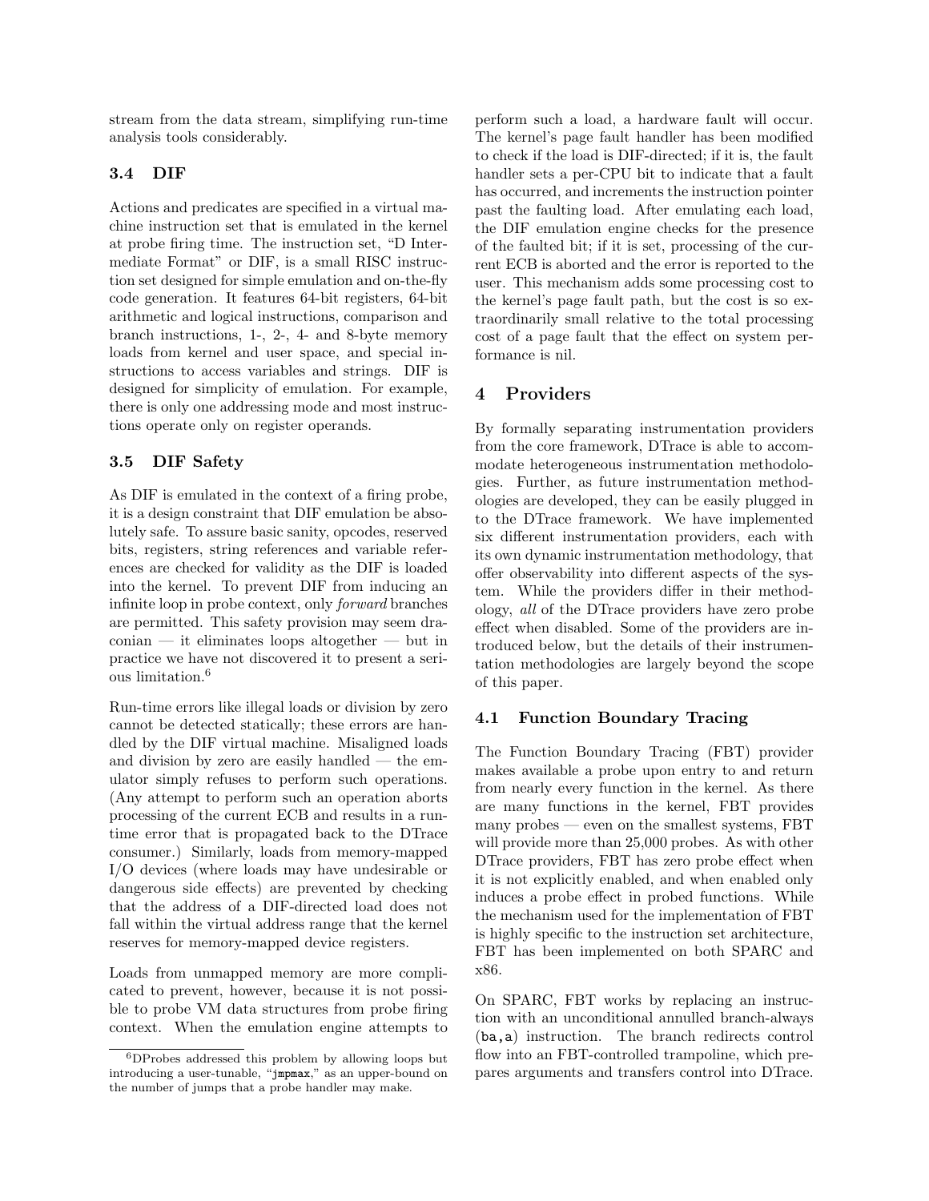stream from the data stream, simplifying run-time analysis tools considerably.

### 3.4 DIF

Actions and predicates are specified in a virtual machine instruction set that is emulated in the kernel at probe firing time. The instruction set, "D Intermediate Format" or DIF, is a small RISC instruction set designed for simple emulation and on-the-fly code generation. It features 64-bit registers, 64-bit arithmetic and logical instructions, comparison and branch instructions, 1-, 2-, 4- and 8-byte memory loads from kernel and user space, and special instructions to access variables and strings. DIF is designed for simplicity of emulation. For example, there is only one addressing mode and most instructions operate only on register operands.

### 3.5 DIF Safety

As DIF is emulated in the context of a firing probe, it is a design constraint that DIF emulation be absolutely safe. To assure basic sanity, opcodes, reserved bits, registers, string references and variable references are checked for validity as the DIF is loaded into the kernel. To prevent DIF from inducing an infinite loop in probe context, only *forward* branches are permitted. This safety provision may seem draconian — it eliminates loops altogether — but in practice we have not discovered it to present a serious limitation.[6]

Run-time errors like illegal loads or division by zero cannot be detected statically; these errors are handled by the DIF virtual machine. Misaligned loads and division by zero are easily handled — the emulator simply refuses to perform such operations. (Any attempt to perform such an operation aborts processing of the current ECB and results in a runtime error that is propagated back to the DTrace consumer.) Similarly, loads from memory-mapped I/O devices (where loads may have undesirable or dangerous side effects) are prevented by checking that the address of a DIF-directed load does not fall within the virtual address range that the kernel reserves for memory-mapped device registers.

Loads from unmapped memory are more complicated to prevent, however, because it is not possible to probe VM data structures from probe firing context. When the emulation engine attempts to perform such a load, a hardware fault will occur. The kernel's page fault handler has been modified to check if the load is DIF-directed; if it is, the fault handler sets a per-CPU bit to indicate that a fault has occurred, and increments the instruction pointer past the faulting load. After emulating each load, the DIF emulation engine checks for the presence of the faulted bit; if it is set, processing of the current ECB is aborted and the error is reported to the user. This mechanism adds some processing cost to the kernel's page fault path, but the cost is so extraordinarily small relative to the total processing cost of a page fault that the effect on system performance is nil.

## 4 Providers

By formally separating instrumentation providers from the core framework, DTrace is able to accommodate heterogeneous instrumentation methodologies. Further, as future instrumentation methodologies are developed, they can be easily plugged in to the DTrace framework. We have implemented six different instrumentation providers, each with its own dynamic instrumentation methodology, that offer observability into different aspects of the system. While the providers differ in their methodology, *all* of the DTrace providers have zero probe effect when disabled. Some of the providers are introduced below, but the details of their instrumentation methodologies are largely beyond the scope of this paper.

### 4.1 Function Boundary Tracing

The Function Boundary Tracing (FBT) provider makes available a probe upon entry to and return from nearly every function in the kernel. As there are many functions in the kernel, FBT provides many probes — even on the smallest systems, FBT will provide more than 25,000 probes. As with other DTrace providers, FBT has zero probe effect when it is not explicitly enabled, and when enabled only induces a probe effect in probed functions. While the mechanism used for the implementation of FBT is highly specific to the instruction set architecture, FBT has been implemented on both SPARC and x86.

On SPARC, FBT works by replacing an instruction with an unconditional annulled branch-always (`ba,a`) instruction. The branch redirects control flow into an FBT-controlled trampoline, which prepares arguments and transfers control into DTrace.

[6] DProbes addressed this problem by allowing loops but introducing a user-tunable, "`jmpmax`," as an upper-bound on the number of jumps that a probe handler may make.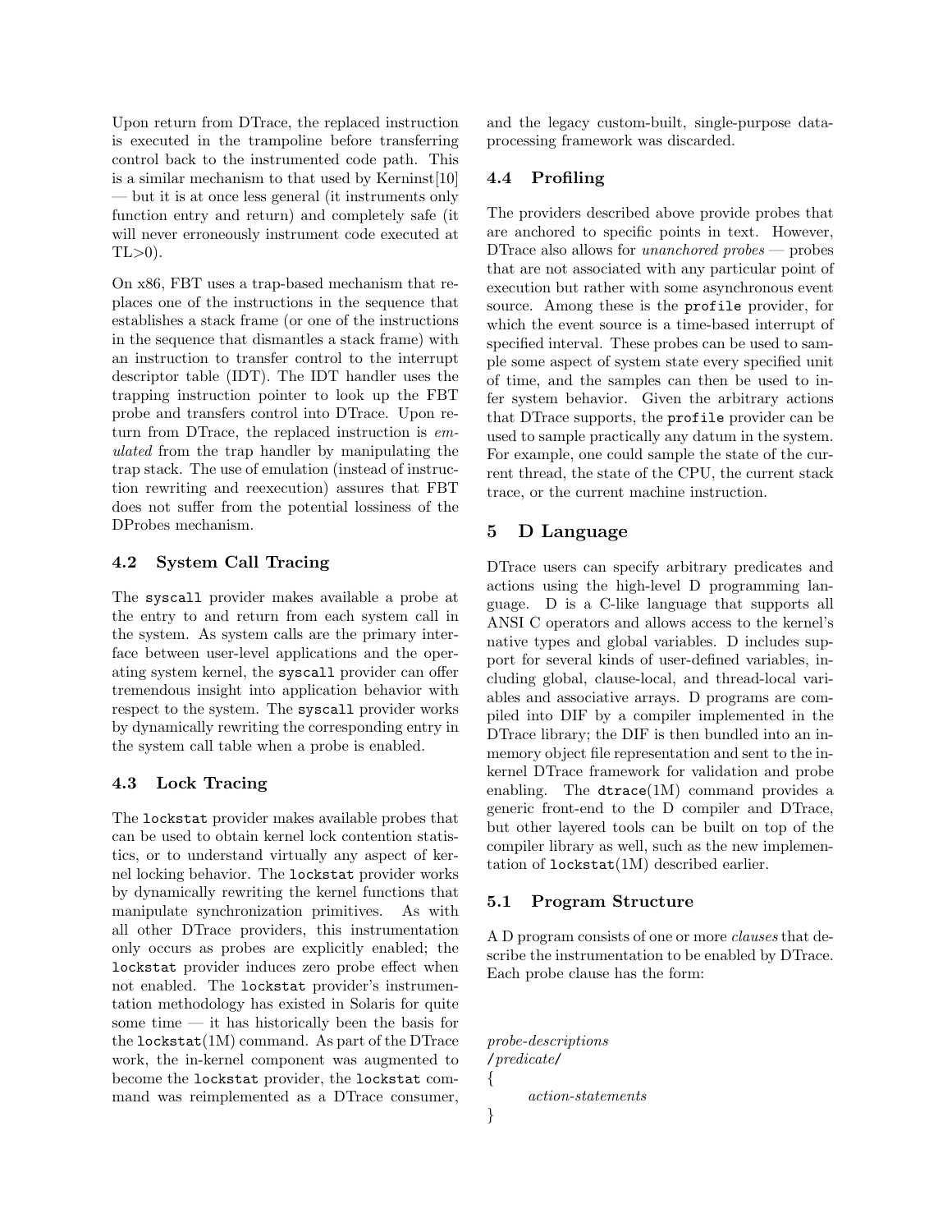Upon return from DTrace, the replaced instruction is executed in the trampoline before transferring control back to the instrumented code path. This is a similar mechanism to that used by Kerninst[10] — but it is at once less general (it instruments only function entry and return) and completely safe (it will never erroneously instrument code executed at TL>0).

On x86, FBT uses a trap-based mechanism that replaces one of the instructions in the sequence that establishes a stack frame (or one of the instructions in the sequence that dismantles a stack frame) with an instruction to transfer control to the interrupt descriptor table (IDT). The IDT handler uses the trapping instruction pointer to look up the FBT probe and transfers control into DTrace. Upon return from DTrace, the replaced instruction is *emulated* from the trap handler by manipulating the trap stack. The use of emulation (instead of instruction rewriting and reexecution) assures that FBT does not suffer from the potential lossiness of the DProbes mechanism.

### 4.2 System Call Tracing

The `syscall` provider makes available a probe at the entry to and return from each system call in the system. As system calls are the primary interface between user-level applications and the operating system kernel, the `syscall` provider can offer tremendous insight into application behavior with respect to the system. The `syscall` provider works by dynamically rewriting the corresponding entry in the system call table when a probe is enabled.

### 4.3 Lock Tracing

The `lockstat` provider makes available probes that can be used to obtain kernel lock contention statistics, or to understand virtually any aspect of kernel locking behavior. The `lockstat` provider works by dynamically rewriting the kernel functions that manipulate synchronization primitives. As with all other DTrace providers, this instrumentation only occurs as probes are explicitly enabled; the `lockstat` provider induces zero probe effect when not enabled. The `lockstat` provider's instrumentation methodology has existed in Solaris for quite some time — it has historically been the basis for the `lockstat`(1M) command. As part of the DTrace work, the in-kernel component was augmented to become the `lockstat` provider, the `lockstat` command was reimplemented as a DTrace consumer, and the legacy custom-built, single-purpose data-processing framework was discarded.

### 4.4 Profiling

The providers described above provide probes that are anchored to specific points in text. However, DTrace also allows for *unanchored probes* — probes that are not associated with any particular point of execution but rather with some asynchronous event source. Among these is the `profile` provider, for which the event source is a time-based interrupt of specified interval. These probes can be used to sample some aspect of system state every specified unit of time, and the samples can then be used to infer system behavior. Given the arbitrary actions that DTrace supports, the `profile` provider can be used to sample practically any datum in the system. For example, one could sample the state of the current thread, the state of the CPU, the current stack trace, or the current machine instruction.

## 5 D Language

DTrace users can specify arbitrary predicates and actions using the high-level D programming language. D is a C-like language that supports all ANSI C operators and allows access to the kernel's native types and global variables. D includes support for several kinds of user-defined variables, including global, clause-local, and thread-local variables and associative arrays. D programs are compiled into DIF by a compiler implemented in the DTrace library; the DIF is then bundled into an in-memory object file representation and sent to the in-kernel DTrace framework for validation and probe enabling. The `dtrace`(1M) command provides a generic front-end to the D compiler and DTrace, but other layered tools can be built on top of the compiler library as well, such as the new implementation of `lockstat`(1M) described earlier.

### 5.1 Program Structure

A D program consists of one or more *clauses* that describe the instrumentation to be enabled by DTrace. Each probe clause has the form:

```
probe-descriptions
/predicate/
{
        action-statements
}
```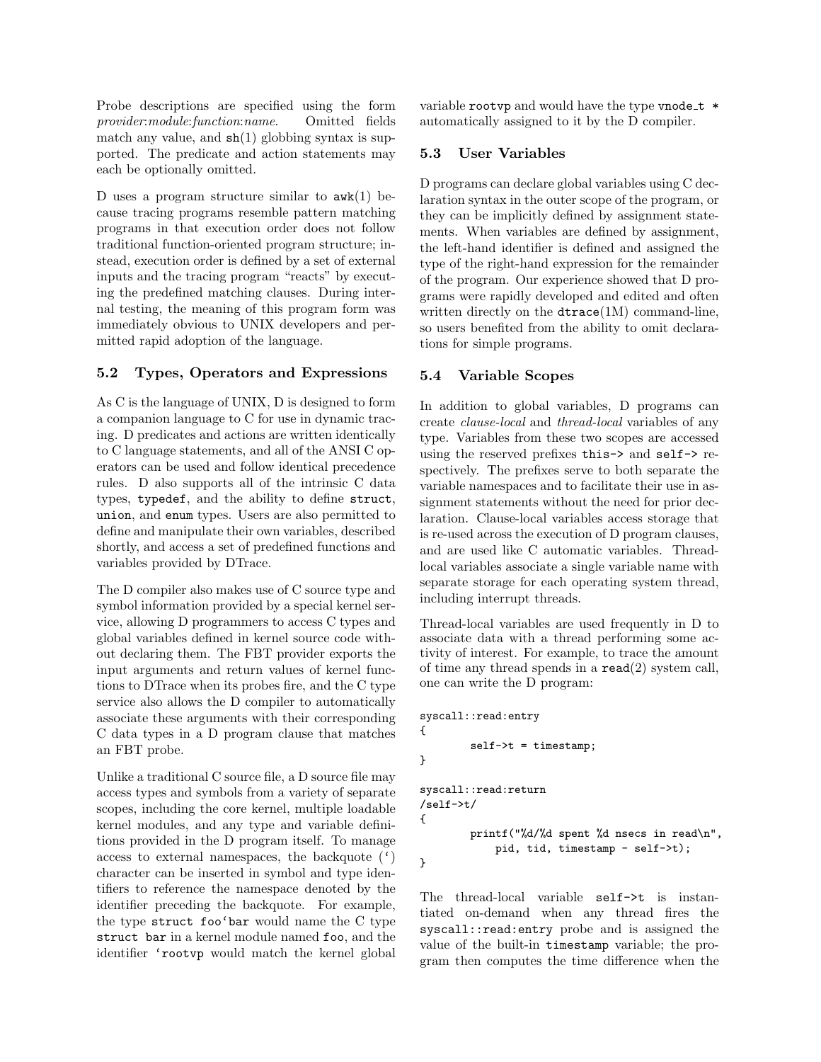Probe descriptions are specified using the form *provider*:*module*:*function*:*name*. Omitted fields match any value, and `sh`(1) globbing syntax is supported. The predicate and action statements may each be optionally omitted.

D uses a program structure similar to `awk`(1) because tracing programs resemble pattern matching programs in that execution order does not follow traditional function-oriented program structure; instead, execution order is defined by a set of external inputs and the tracing program "reacts" by executing the predefined matching clauses. During internal testing, the meaning of this program form was immediately obvious to UNIX developers and permitted rapid adoption of the language.

### 5.2 Types, Operators and Expressions

As C is the language of UNIX, D is designed to form a companion language to C for use in dynamic tracing. D predicates and actions are written identically to C language statements, and all of the ANSI C operators can be used and follow identical precedence rules. D also supports all of the intrinsic C data types, `typedef`, and the ability to define `struct`, `union`, and `enum` types. Users are also permitted to define and manipulate their own variables, described shortly, and access a set of predefined functions and variables provided by DTrace.

The D compiler also makes use of C source type and symbol information provided by a special kernel service, allowing D programmers to access C types and global variables defined in kernel source code without declaring them. The FBT provider exports the input arguments and return values of kernel functions to DTrace when its probes fire, and the C type service also allows the D compiler to automatically associate these arguments with their corresponding C data types in a D program clause that matches an FBT probe.

Unlike a traditional C source file, a D source file may access types and symbols from a variety of separate scopes, including the core kernel, multiple loadable kernel modules, and any type and variable definitions provided in the D program itself. To manage access to external namespaces, the backquote (`) character can be inserted in symbol and type identifiers to reference the namespace denoted by the identifier preceding the backquote. For example, the type ``struct foo`bar`` would name the C type `struct bar` in a kernel module named `foo`, and the identifier `` `rootvp`` would match the kernel global variable `rootvp` and would have the type `vnode_t *` automatically assigned to it by the D compiler.

### 5.3 User Variables

D programs can declare global variables using C declaration syntax in the outer scope of the program, or they can be implicitly defined by assignment statements. When variables are defined by assignment, the left-hand identifier is defined and assigned the type of the right-hand expression for the remainder of the program. Our experience showed that D programs were rapidly developed and edited and often written directly on the `dtrace`(1M) command-line, so users benefited from the ability to omit declarations for simple programs.

### 5.4 Variable Scopes

In addition to global variables, D programs can create *clause-local* and *thread-local* variables of any type. Variables from these two scopes are accessed using the reserved prefixes `this->` and `self->` respectively. The prefixes serve to both separate the variable namespaces and to facilitate their use in assignment statements without the need for prior declaration. Clause-local variables access storage that is re-used across the execution of D program clauses, and are used like C automatic variables. Thread-local variables associate a single variable name with separate storage for each operating system thread, including interrupt threads.

Thread-local variables are used frequently in D to associate data with a thread performing some activity of interest. For example, to trace the amount of time any thread spends in a `read`(2) system call, one can write the D program:

```
syscall::read:entry
{
        self->t = timestamp;
}

syscall::read:return
/self->t/
{
        printf("%d/%d spent %d nsecs in read\n",
            pid, tid, timestamp - self->t);
}
```

The thread-local variable `self->t` is instantiated on-demand when any thread fires the `syscall::read:entry` probe and is assigned the value of the built-in `timestamp` variable; the program then computes the time difference when the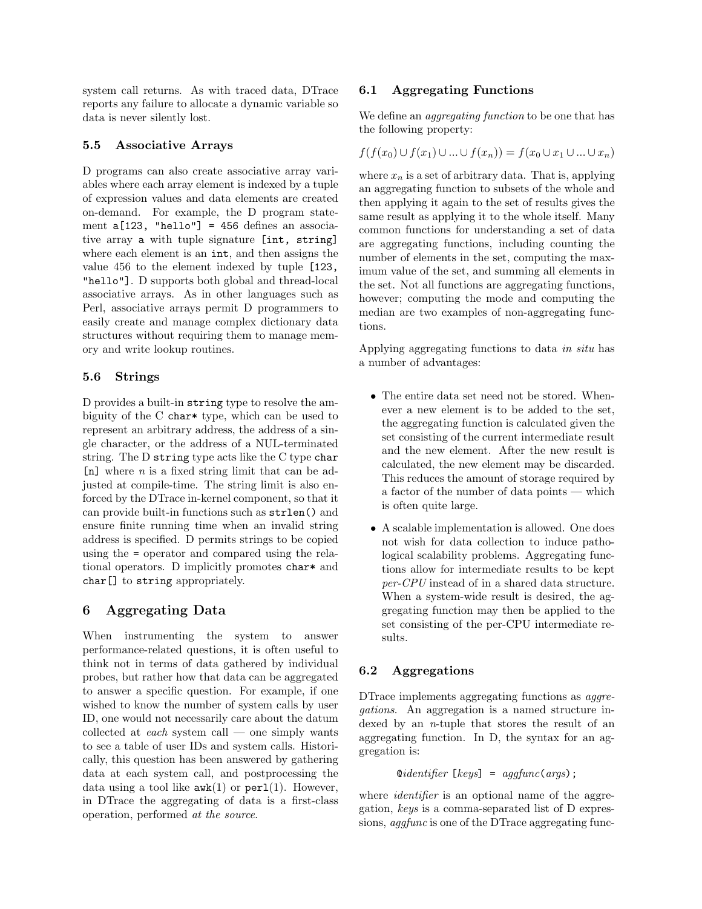system call returns. As with traced data, DTrace reports any failure to allocate a dynamic variable so data is never silently lost.

### 5.5 Associative Arrays

D programs can also create associative array variables where each array element is indexed by a tuple of expression values and data elements are created on-demand. For example, the D program statement `a[123, "hello"] = 456` defines an associative array `a` with tuple signature `[int, string]` where each element is an `int`, and then assigns the value 456 to the element indexed by tuple `[123, "hello"]`. D supports both global and thread-local associative arrays. As in other languages such as Perl, associative arrays permit D programmers to easily create and manage complex dictionary data structures without requiring them to manage memory and write lookup routines.

### 5.6 Strings

D provides a built-in `string` type to resolve the ambiguity of the C `char*` type, which can be used to represent an arbitrary address, the address of a single character, or the address of a NUL-terminated string. The D `string` type acts like the C type `char [n]` where $n$ is a fixed string limit that can be adjusted at compile-time. The string limit is also enforced by the DTrace in-kernel component, so that it can provide built-in functions such as `strlen()` and ensure finite running time when an invalid string address is specified. D permits strings to be copied using the `=` operator and compared using the relational operators. D implicitly promotes `char*` and `char[]` to `string` appropriately.

## 6 Aggregating Data

When instrumenting the system to answer performance-related questions, it is often useful to think not in terms of data gathered by individual probes, but rather how that data can be aggregated to answer a specific question. For example, if one wished to know the number of system calls by user ID, one would not necessarily care about the datum collected at *each* system call — one simply wants to see a table of user IDs and system calls. Historically, this question has been answered by gathering data at each system call, and postprocessing the data using a tool like `awk`(1) or `perl`(1). However, in DTrace the aggregating of data is a first-class operation, performed *at the source*.

### 6.1 Aggregating Functions

We define an *aggregating function* to be one that has the following property:

$$f(f(x_0) \cup f(x_1) \cup ... \cup f(x_n)) = f(x_0 \cup x_1 \cup ... \cup x_n)$$

where $x_n$ is a set of arbitrary data. That is, applying an aggregating function to subsets of the whole and then applying it again to the set of results gives the same result as applying it to the whole itself. Many common functions for understanding a set of data are aggregating functions, including counting the number of elements in the set, computing the maximum value of the set, and summing all elements in the set. Not all functions are aggregating functions, however; computing the mode and computing the median are two examples of non-aggregating functions.

Applying aggregating functions to data *in situ* has a number of advantages:

- The entire data set need not be stored. Whenever a new element is to be added to the set, the aggregating function is calculated given the set consisting of the current intermediate result and the new element. After the new result is calculated, the new element may be discarded. This reduces the amount of storage required by a factor of the number of data points — which is often quite large.
- A scalable implementation is allowed. One does not wish for data collection to induce pathological scalability problems. Aggregating functions allow for intermediate results to be kept *per-CPU* instead of in a shared data structure. When a system-wide result is desired, the aggregating function may then be applied to the set consisting of the per-CPU intermediate results.

### 6.2 Aggregations

DTrace implements aggregating functions as *aggregations*. An aggregation is a named structure indexed by an $n$-tuple that stores the result of an aggregating function. In D, the syntax for an aggregation is:

```
@identifier [keys] = aggfunc(args);
```

where *identifier* is an optional name of the aggregation, *keys* is a comma-separated list of D expressions, *aggfunc* is one of the DTrace aggregating func-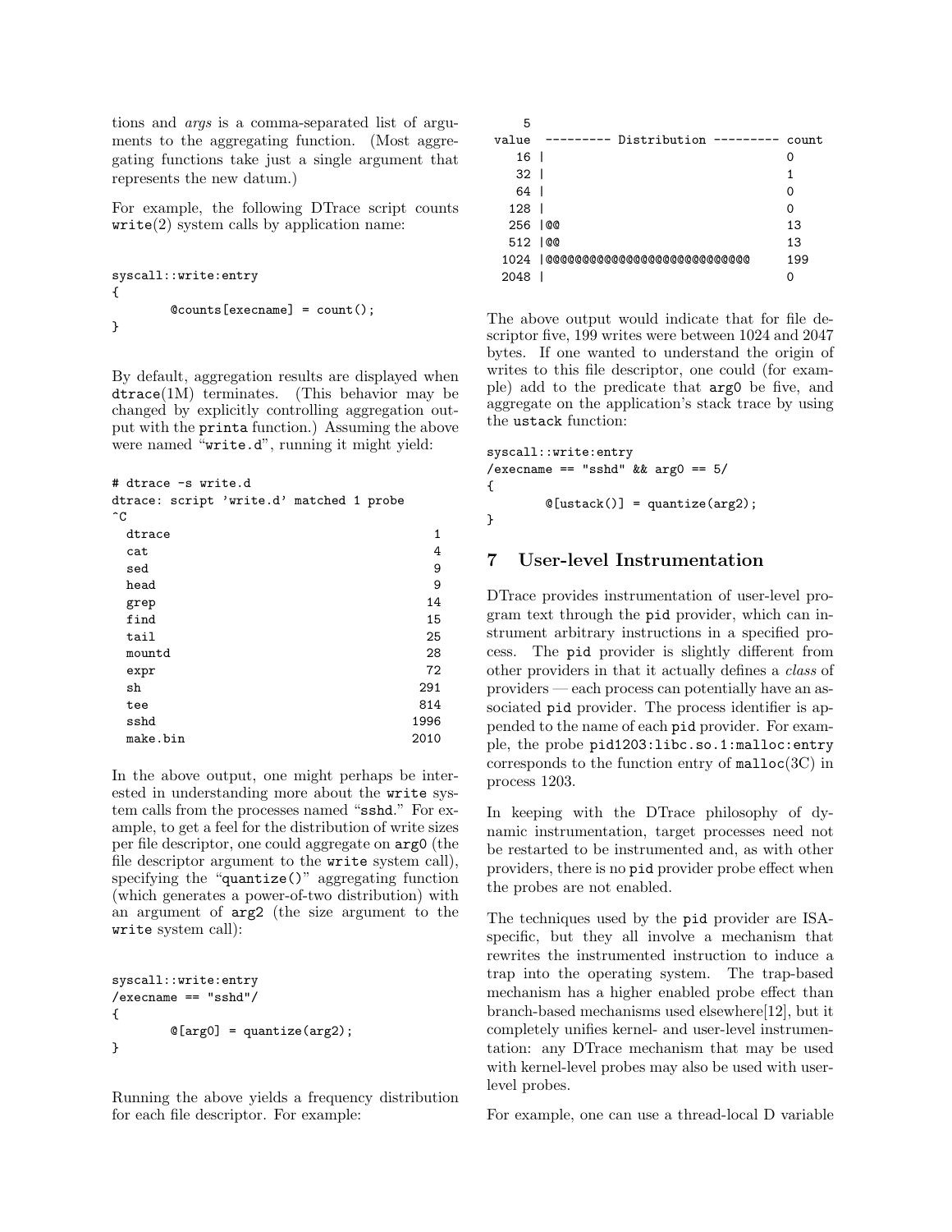tions and *args* is a comma-separated list of arguments to the aggregating function. (Most aggregating functions take just a single argument that represents the new datum.)

For example, the following DTrace script counts write(2) system calls by application name:

```
syscall::write:entry
{
        @counts[execname] = count();
}
```

By default, aggregation results are displayed when dtrace(1M) terminates. (This behavior may be changed by explicitly controlling aggregation output with the printa function.) Assuming the above were named "write.d", running it might yield:

```
# dtrace -s write.d
dtrace: script 'write.d' matched 1 probe
^C
  dtrace                                  1
  cat                                     4
  sed                                     9
  head                                    9
  grep                                   14
  find                                   15
  tail                                   25
  mountd                                 28
  expr                                   72
  sh                                    291
  tee                                   814
  sshd                                 1996
  make.bin                             2010
```

In the above output, one might perhaps be interested in understanding more about the write system calls from the processes named "sshd." For example, to get a feel for the distribution of write sizes per file descriptor, one could aggregate on arg0 (the file descriptor argument to the write system call), specifying the "quantize()" aggregating function (which generates a power-of-two distribution) with an argument of arg2 (the size argument to the write system call):

```
syscall::write:entry
/execname == "sshd"/
{
        @[arg0] = quantize(arg2);
}
```

Running the above yields a frequency distribution for each file descriptor. For example:

```
    5
 value  --------- Distribution --------- count
    16 |                                 0
    32 |                                 1
    64 |                                 0
   128 |                                 0
   256 |@@                               13
   512 |@@                               13
  1024 |@@@@@@@@@@@@@@@@@@@@@@@@@@@@@    199
  2048 |                                 0
```

The above output would indicate that for file descriptor five, 199 writes were between 1024 and 2047 bytes. If one wanted to understand the origin of writes to this file descriptor, one could (for example) add to the predicate that arg0 be five, and aggregate on the application's stack trace by using the ustack function:

```
syscall::write:entry
/execname == "sshd" && arg0 == 5/
{
        @[ustack()] = quantize(arg2);
}
```

## 7 User-level Instrumentation

DTrace provides instrumentation of user-level program text through the pid provider, which can instrument arbitrary instructions in a specified process. The pid provider is slightly different from other providers in that it actually defines a *class* of providers — each process can potentially have an associated pid provider. The process identifier is appended to the name of each pid provider. For example, the probe pid1203:libc.so.1:malloc:entry corresponds to the function entry of malloc(3C) in process 1203.

In keeping with the DTrace philosophy of dynamic instrumentation, target processes need not be restarted to be instrumented and, as with other providers, there is no pid provider probe effect when the probes are not enabled.

The techniques used by the pid provider are ISA-specific, but they all involve a mechanism that rewrites the instrumented instruction to induce a trap into the operating system. The trap-based mechanism has a higher enabled probe effect than branch-based mechanisms used elsewhere[12], but it completely unifies kernel- and user-level instrumentation: any DTrace mechanism that may be used with kernel-level probes may also be used with user-level probes.

For example, one can use a thread-local D variable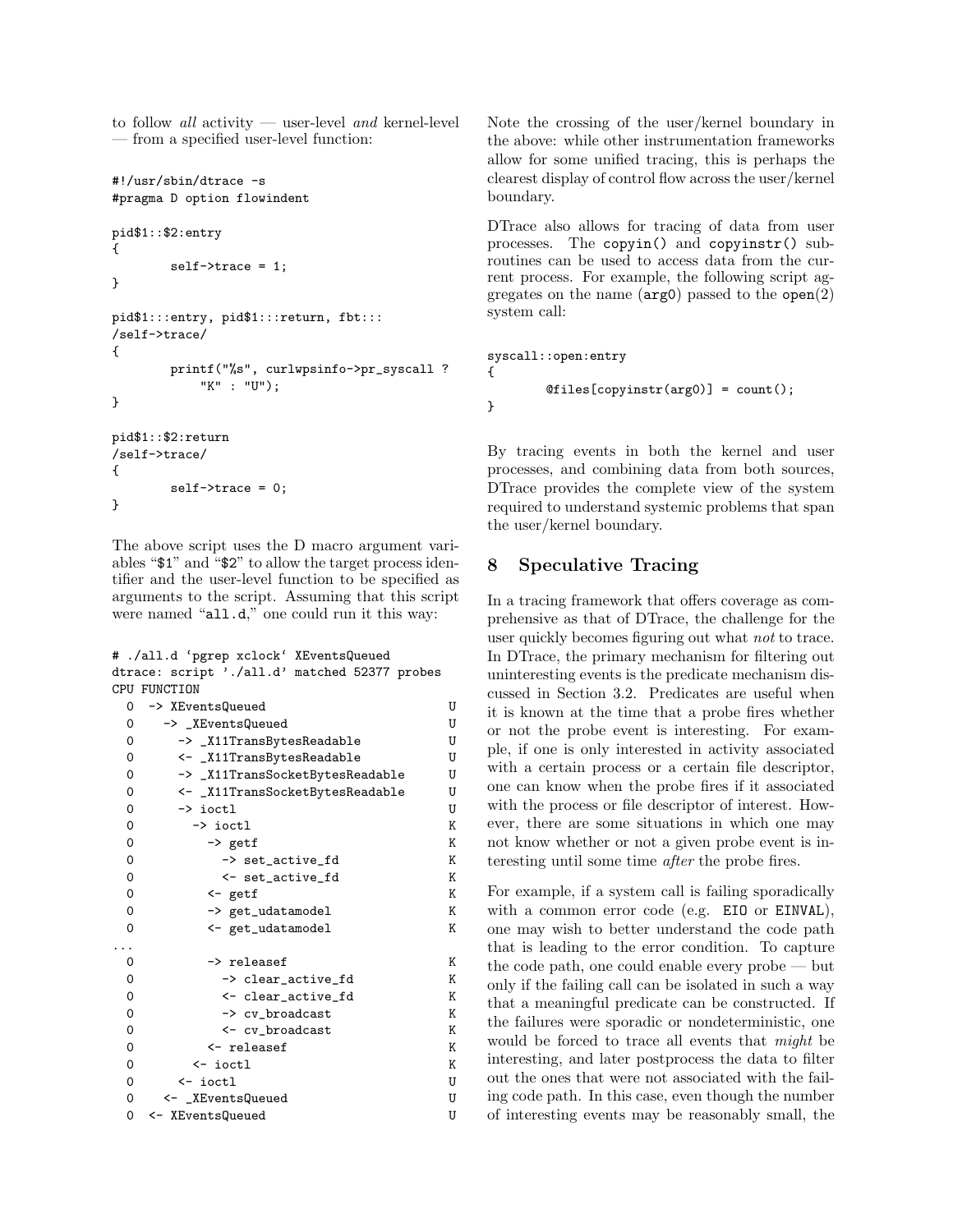to follow *all* activity — user-level *and* kernel-level — from a specified user-level function:

```
#!/usr/sbin/dtrace -s
#pragma D option flowindent

pid$1::$2:entry
{
        self->trace = 1;
}

pid$1:::entry, pid$1:::return, fbt:::
/self->trace/
{
        printf("%s", curlwpsinfo->pr_syscall ?
            "K" : "U");
}

pid$1::$2:return
/self->trace/
{
        self->trace = 0;
}
```

The above script uses the D macro argument variables "$1" and "$2" to allow the target process identifier and the user-level function to be specified as arguments to the script. Assuming that this script were named "all.d," one could run it this way:

```
# ./all.d `pgrep xclock` XEventsQueued
dtrace: script './all.d' matched 52377 probes
CPU FUNCTION
  0  -> XEventsQueued                        U
  0    -> _XEventsQueued                     U
  0      -> _X11TransBytesReadable           U
  0      <- _X11TransBytesReadable           U
  0      -> _X11TransSocketBytesReadable     U
  0      <- _X11TransSocketBytesReadable     U
  0      -> ioctl                            U
  0        -> ioctl                          K
  0          -> getf                         K
  0            -> set_active_fd              K
  0            <- set_active_fd              K
  0          <- getf                         K
  0          -> get_udatamodel               K
  0          <- get_udatamodel               K
...
  0          -> releasef                     K
  0            -> clear_active_fd            K
  0            <- clear_active_fd            K
  0            -> cv_broadcast               K
  0            <- cv_broadcast               K
  0          <- releasef                     K
  0        <- ioctl                          K
  0      <- ioctl                            U
  0    <- _XEventsQueued                     U
  0  <- XEventsQueued                        U
```

Note the crossing of the user/kernel boundary in the above: while other instrumentation frameworks allow for some unified tracing, this is perhaps the clearest display of control flow across the user/kernel boundary.

DTrace also allows for tracing of data from user processes. The `copyin()` and `copyinstr()` subroutines can be used to access data from the current process. For example, the following script aggregates on the name (`arg0`) passed to the `open(2)` system call:

```
syscall::open:entry
{
        @files[copyinstr(arg0)] = count();
}
```

By tracing events in both the kernel and user processes, and combining data from both sources, DTrace provides the complete view of the system required to understand systemic problems that span the user/kernel boundary.

## 8 Speculative Tracing

In a tracing framework that offers coverage as comprehensive as that of DTrace, the challenge for the user quickly becomes figuring out what *not* to trace. In DTrace, the primary mechanism for filtering out uninteresting events is the predicate mechanism discussed in Section 3.2. Predicates are useful when it is known at the time that a probe fires whether or not the probe event is interesting. For example, if one is only interested in activity associated with a certain process or a certain file descriptor, one can know when the probe fires if it associated with the process or file descriptor of interest. However, there are some situations in which one may not know whether or not a given probe event is interesting until some time *after* the probe fires.

For example, if a system call is failing sporadically with a common error code (e.g. `EIO` or `EINVAL`), one may wish to better understand the code path that is leading to the error condition. To capture the code path, one could enable every probe — but only if the failing call can be isolated in such a way that a meaningful predicate can be constructed. If the failures were sporadic or nondeterministic, one would be forced to trace all events that *might* be interesting, and later postprocess the data to filter out the ones that were not associated with the failing code path. In this case, even though the number of interesting events may be reasonably small, the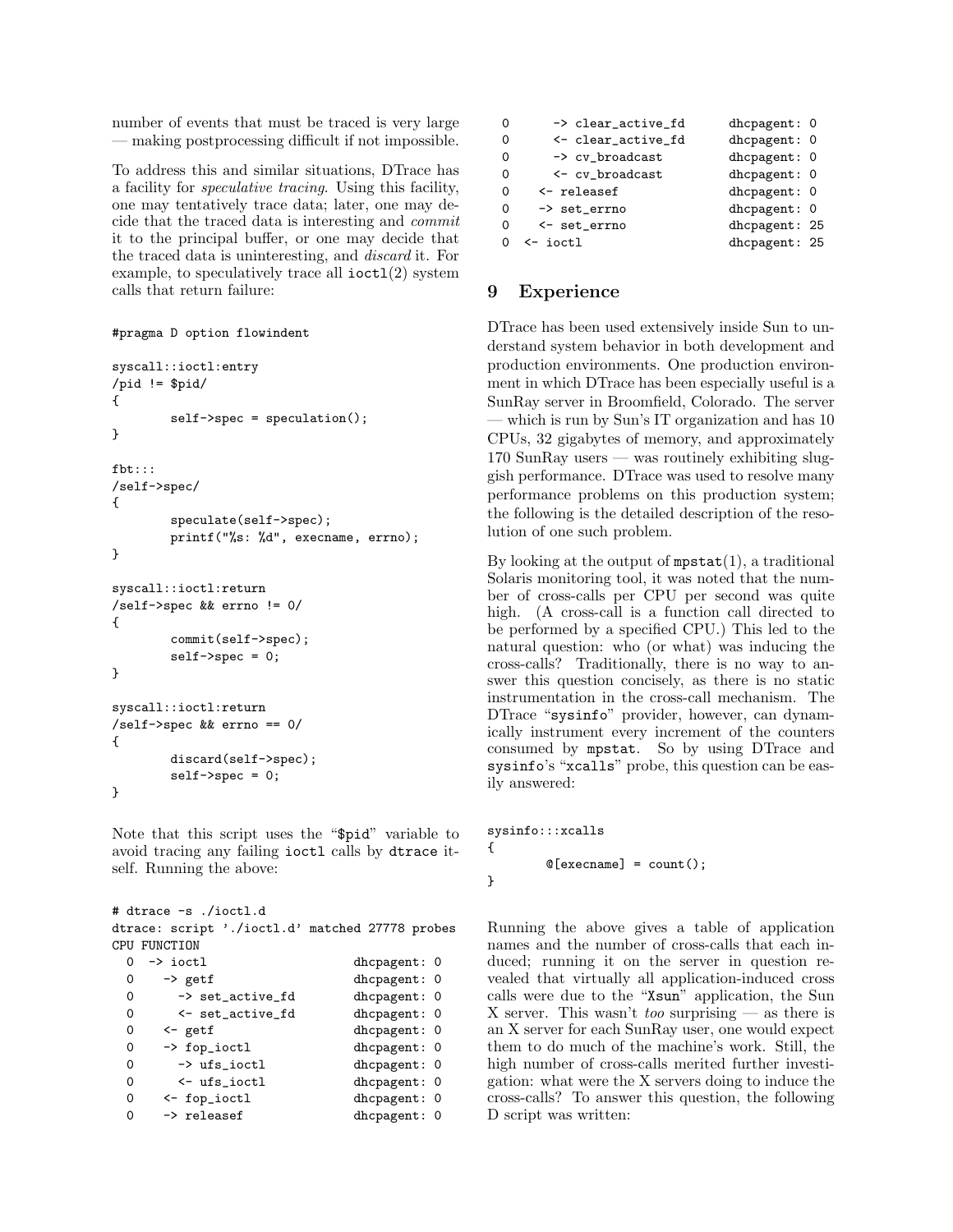number of events that must be traced is very large — making postprocessing difficult if not impossible.

To address this and similar situations, DTrace has a facility for *speculative tracing*. Using this facility, one may tentatively trace data; later, one may decide that the traced data is interesting and *commit* it to the principal buffer, or one may decide that the traced data is uninteresting, and *discard* it. For example, to speculatively trace all `ioctl`(2) system calls that return failure:

```
#pragma D option flowindent

syscall::ioctl:entry
/pid != $pid/
{
        self->spec = speculation();
}

fbt:::
/self->spec/
{
        speculate(self->spec);
        printf("%s: %d", execname, errno);
}

syscall::ioctl:return
/self->spec && errno != 0/
{
        commit(self->spec);
        self->spec = 0;
}

syscall::ioctl:return
/self->spec && errno == 0/
{
        discard(self->spec);
        self->spec = 0;
}
```

Note that this script uses the "`$pid`" variable to avoid tracing any failing `ioctl` calls by `dtrace` itself. Running the above:

```
# dtrace -s ./ioctl.d
dtrace: script './ioctl.d' matched 27778 probes
CPU FUNCTION
  0  -> ioctl                        dhcpagent: 0
  0    -> getf                       dhcpagent: 0
  0      -> set_active_fd            dhcpagent: 0
  0      <- set_active_fd            dhcpagent: 0
  0    <- getf                       dhcpagent: 0
  0    -> fop_ioctl                  dhcpagent: 0
  0      -> ufs_ioctl                dhcpagent: 0
  0      <- ufs_ioctl                dhcpagent: 0
  0    <- fop_ioctl                  dhcpagent: 0
  0    -> releasef                   dhcpagent: 0
  0      -> clear_active_fd          dhcpagent: 0
  0      <- clear_active_fd          dhcpagent: 0
  0      -> cv_broadcast             dhcpagent: 0
  0      <- cv_broadcast             dhcpagent: 0
  0    <- releasef                   dhcpagent: 0
  0    -> set_errno                  dhcpagent: 0
  0    <- set_errno                  dhcpagent: 25
  0  <- ioctl                        dhcpagent: 25
```

## 9 Experience

DTrace has been used extensively inside Sun to understand system behavior in both development and production environments. One production environment in which DTrace has been especially useful is a SunRay server in Broomfield, Colorado. The server — which is run by Sun's IT organization and has 10 CPUs, 32 gigabytes of memory, and approximately 170 SunRay users — was routinely exhibiting sluggish performance. DTrace was used to resolve many performance problems on this production system; the following is the detailed description of the resolution of one such problem.

By looking at the output of `mpstat`(1), a traditional Solaris monitoring tool, it was noted that the number of cross-calls per CPU per second was quite high. (A cross-call is a function call directed to be performed by a specified CPU.) This led to the natural question: who (or what) was inducing the cross-calls? Traditionally, there is no way to answer this question concisely, as there is no static instrumentation in the cross-call mechanism. The DTrace "`sysinfo`" provider, however, can dynamically instrument every increment of the counters consumed by `mpstat`. So by using DTrace and `sysinfo`'s "`xcalls`" probe, this question can be easily answered:

```
sysinfo:::xcalls
{
        @[execname] = count();
}
```

Running the above gives a table of application names and the number of cross-calls that each induced; running it on the server in question revealed that virtually all application-induced cross calls were due to the "`Xsun`" application, the Sun X server. This wasn't *too* surprising — as there is an X server for each SunRay user, one would expect them to do much of the machine's work. Still, the high number of cross-calls merited further investigation: what were the X servers doing to induce the cross-calls? To answer this question, the following D script was written: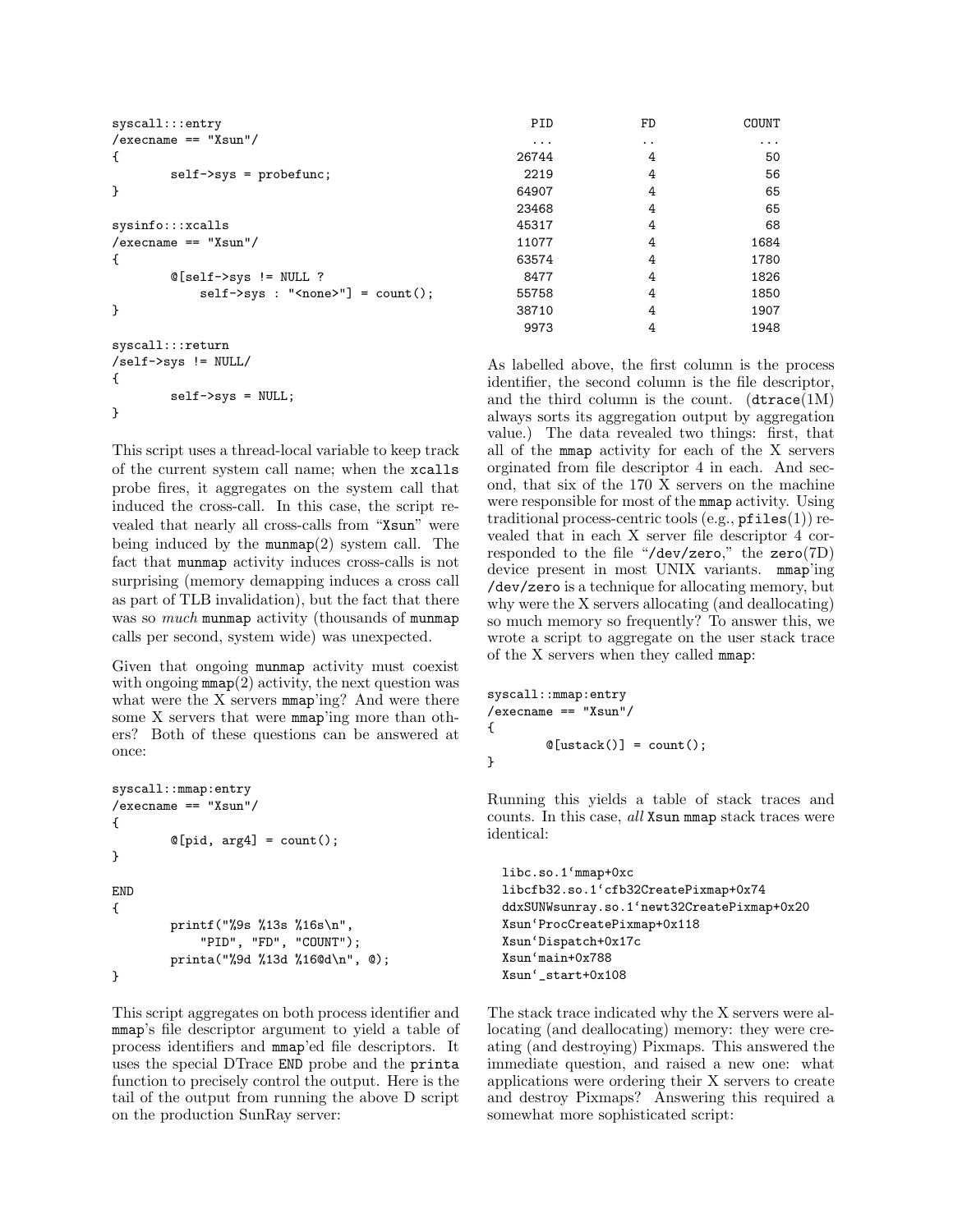```
syscall:::entry
/execname == "Xsun"/
{
        self->sys = probefunc;
}

sysinfo:::xcalls
/execname == "Xsun"/
{
        @[self->sys != NULL ?
            self->sys : "<none>"] = count();
}

syscall:::return
/self->sys != NULL/
{
        self->sys = NULL;
}
```

This script uses a thread-local variable to keep track of the current system call name; when the `xcalls` probe fires, it aggregates on the system call that induced the cross-call. In this case, the script revealed that nearly all cross-calls from "`Xsun`" were being induced by the `munmap`(2) system call. The fact that `munmap` activity induces cross-calls is not surprising (memory demapping induces a cross call as part of TLB invalidation), but the fact that there was so *much* `munmap` activity (thousands of `munmap` calls per second, system wide) was unexpected.

Given that ongoing `munmap` activity must coexist with ongoing `mmap`(2) activity, the next question was what were the X servers `mmap`'ing? And were there some X servers that were `mmap`'ing more than others? Both of these questions can be answered at once:

```
syscall::mmap:entry
/execname == "Xsun"/
{
        @[pid, arg4] = count();
}

END
{
        printf("%9s %13s %16s\n",
            "PID", "FD", "COUNT");
        printa("%9d %13d %16@d\n", @);
}
```

This script aggregates on both process identifier and `mmap`'s file descriptor argument to yield a table of process identifiers and `mmap`'ed file descriptors. It uses the special DTrace `END` probe and the `printa` function to precisely control the output. Here is the tail of the output from running the above D script on the production SunRay server:

```
      PID            FD            COUNT
      ...            ..              ...
    26744             4               50
     2219             4               56
    64907             4               65
    23468             4               65
    45317             4               68
    11077             4             1684
    63574             4             1780
     8477             4             1826
    55758             4             1850
    38710             4             1907
     9973             4             1948
```

As labelled above, the first column is the process identifier, the second column is the file descriptor, and the third column is the count. (`dtrace`(1M) always sorts its aggregation output by aggregation value.) The data revealed two things: first, that all of the `mmap` activity for each of the X servers orginated from file descriptor 4 in each. And second, that six of the 170 X servers on the machine were responsible for most of the `mmap` activity. Using traditional process-centric tools (e.g., `pfiles`(1)) revealed that in each X server file descriptor 4 corresponded to the file "`/dev/zero`," the `zero`(7D) device present in most UNIX variants. `mmap`'ing `/dev/zero` is a technique for allocating memory, but why were the X servers allocating (and deallocating) so much memory so frequently? To answer this, we wrote a script to aggregate on the user stack trace of the X servers when they called `mmap`:

```
syscall::mmap:entry
/execname == "Xsun"/
{
        @[ustack()] = count();
}
```

Running this yields a table of stack traces and counts. In this case, *all* `Xsun` `mmap` stack traces were identical:

```
  libc.so.1`mmap+0xc
  libcfb32.so.1`cfb32CreatePixmap+0x74
  ddxSUNWsunray.so.1`newt32CreatePixmap+0x20
  Xsun`ProcCreatePixmap+0x118
  Xsun`Dispatch+0x17c
  Xsun`main+0x788
  Xsun`_start+0x108
```

The stack trace indicated why the X servers were allocating (and deallocating) memory: they were creating (and destroying) Pixmaps. This answered the immediate question, and raised a new one: what applications were ordering their X servers to create and destroy Pixmaps? Answering this required a somewhat more sophisticated script: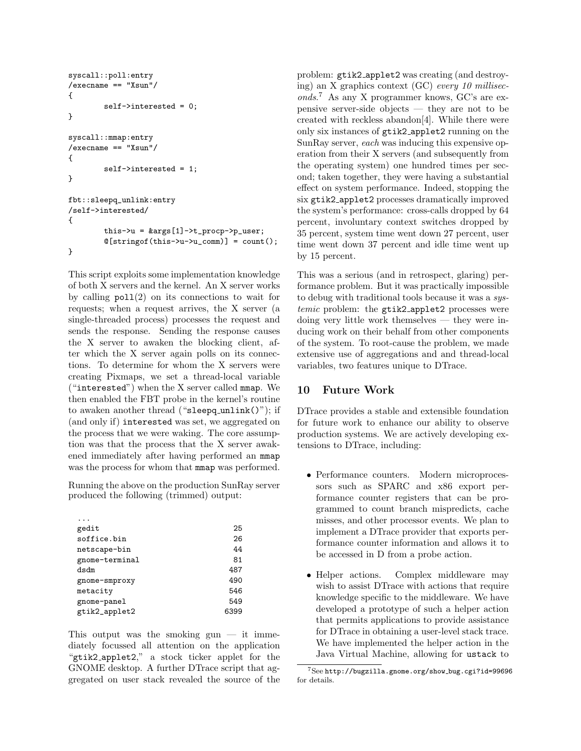```
syscall::poll:entry
/execname == "Xsun"/
{
        self->interested = 0;
}

syscall::mmap:entry
/execname == "Xsun"/
{
        self->interested = 1;
}

fbt::sleepq_unlink:entry
/self->interested/
{
        this->u = &args[1]->t_procp->p_user;
        @[stringof(this->u->u_comm)] = count();
}
```

This script exploits some implementation knowledge of both X servers and the kernel. An X server works by calling `poll(2)` on its connections to wait for requests; when a request arrives, the X server (a single-threaded process) processes the request and sends the response. Sending the response causes the X server to awaken the blocking client, after which the X server again polls on its connections. To determine for whom the X servers were creating Pixmaps, we set a thread-local variable ("`interested`") when the X server called `mmap`. We then enabled the FBT probe in the kernel's routine to awaken another thread ("`sleepq_unlink()`"); if (and only if) `interested` was set, we aggregated on the process that we were waking. The core assumption was that the process that the X server awakened immediately after having performed an `mmap` was the process for whom that `mmap` was performed.

Running the above on the production SunRay server produced the following (trimmed) output:

```
  ...
  gedit                        25
  soffice.bin                  26
  netscape-bin                 44
  gnome-terminal               81
  dsdm                        487
  gnome-smproxy               490
  metacity                    546
  gnome-panel                 549
  gtik2_applet2              6399
```

This output was the smoking gun — it immediately focussed all attention on the application "`gtik2_applet2`," a stock ticker applet for the GNOME desktop. A further DTrace script that aggregated on user stack revealed the source of the problem: `gtik2_applet2` was creating (and destroying) an X graphics context (GC) *every 10 milliseconds*.[7] As any X programmer knows, GC's are expensive server-side objects — they are not to be created with reckless abandon[4]. While there were only six instances of `gtik2_applet2` running on the SunRay server, *each* was inducing this expensive operation from their X servers (and subsequently from the operating system) one hundred times per second; taken together, they were having a substantial effect on system performance. Indeed, stopping the six `gtik2_applet2` processes dramatically improved the system's performance: cross-calls dropped by 64 percent, involuntary context switches dropped by 35 percent, system time went down 27 percent, user time went down 37 percent and idle time went up by 15 percent.

This was a serious (and in retrospect, glaring) performance problem. But it was practically impossible to debug with traditional tools because it was a *systemic* problem: the `gtik2_applet2` processes were doing very little work themselves — they were inducing work on their behalf from other components of the system. To root-cause the problem, we made extensive use of aggregations and and thread-local variables, two features unique to DTrace.

## 10 Future Work

DTrace provides a stable and extensible foundation for future work to enhance our ability to observe production systems. We are actively developing extensions to DTrace, including:

- Performance counters. Modern microprocessors such as SPARC and x86 export performance counter registers that can be programmed to count branch mispredicts, cache misses, and other processor events. We plan to implement a DTrace provider that exports performance counter information and allows it to be accessed in D from a probe action.
- Helper actions. Complex middleware may wish to assist DTrace with actions that require knowledge specific to the middleware. We have developed a prototype of such a helper action that permits applications to provide assistance for DTrace in obtaining a user-level stack trace. We have implemented the helper action in the Java Virtual Machine, allowing for `ustack` to

[7] See `http://bugzilla.gnome.org/show_bug.cgi?id=99696` for details.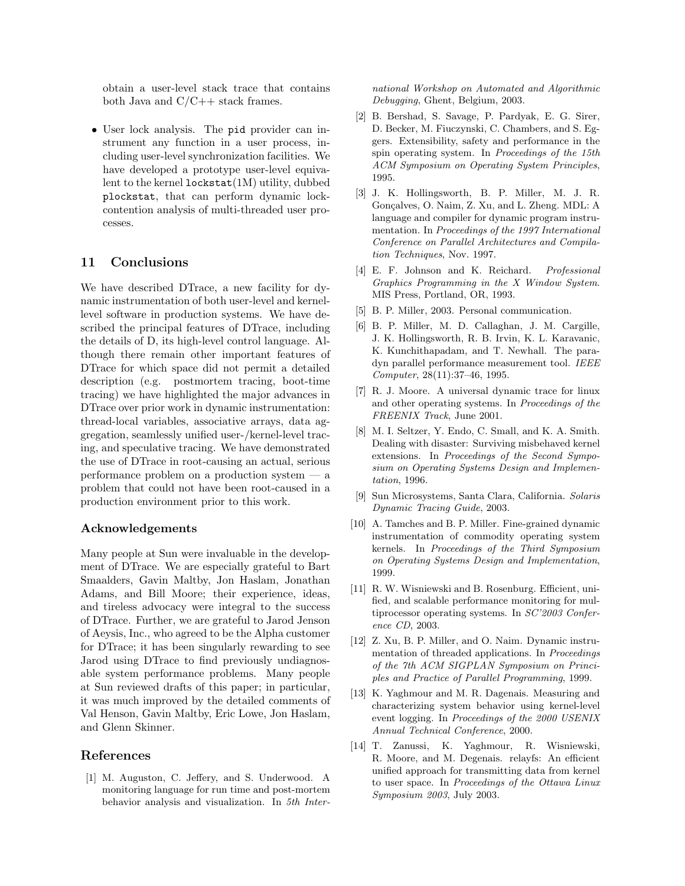obtain a user-level stack trace that contains both Java and C/C++ stack frames.

- User lock analysis. The `pid` provider can instrument any function in a user process, including user-level synchronization facilities. We have developed a prototype user-level equivalent to the kernel `lockstat`(1M) utility, dubbed `plockstat`, that can perform dynamic lock-contention analysis of multi-threaded user processes.

## 11 Conclusions

We have described DTrace, a new facility for dynamic instrumentation of both user-level and kernel-level software in production systems. We have described the principal features of DTrace, including the details of D, its high-level control language. Although there remain other important features of DTrace for which space did not permit a detailed description (e.g. postmortem tracing, boot-time tracing) we have highlighted the major advances in DTrace over prior work in dynamic instrumentation: thread-local variables, associative arrays, data aggregation, seamlessly unified user-/kernel-level tracing, and speculative tracing. We have demonstrated the use of DTrace in root-causing an actual, serious performance problem on a production system — a problem that could not have been root-caused in a production environment prior to this work.

### Acknowledgements

Many people at Sun were invaluable in the development of DTrace. We are especially grateful to Bart Smaalders, Gavin Maltby, Jon Haslam, Jonathan Adams, and Bill Moore; their experience, ideas, and tireless advocacy were integral to the success of DTrace. Further, we are grateful to Jarod Jenson of Aeysis, Inc., who agreed to be the Alpha customer for DTrace; it has been singularly rewarding to see Jarod using DTrace to find previously undiagnosable system performance problems. Many people at Sun reviewed drafts of this paper; in particular, it was much improved by the detailed comments of Val Henson, Gavin Maltby, Eric Lowe, Jon Haslam, and Glenn Skinner.

## References

[1] M. Auguston, C. Jeffery, and S. Underwood. A monitoring language for run time and post-mortem behavior analysis and visualization. In *5th International Workshop on Automated and Algorithmic Debugging*, Ghent, Belgium, 2003.

[2] B. Bershad, S. Savage, P. Pardyak, E. G. Sirer, D. Becker, M. Fiuczynski, C. Chambers, and S. Eggers. Extensibility, safety and performance in the spin operating system. In *Proceedings of the 15th ACM Symposium on Operating System Principles*, 1995.

[3] J. K. Hollingsworth, B. P. Miller, M. J. R. Gonçalves, O. Naim, Z. Xu, and L. Zheng. MDL: A language and compiler for dynamic program instrumentation. In *Proceedings of the 1997 International Conference on Parallel Architectures and Compilation Techniques*, Nov. 1997.

[4] E. F. Johnson and K. Reichard. *Professional Graphics Programming in the X Window System*. MIS Press, Portland, OR, 1993.

[5] B. P. Miller, 2003. Personal communication.

[6] B. P. Miller, M. D. Callaghan, J. M. Cargille, J. K. Hollingsworth, R. B. Irvin, K. L. Karavanic, K. Kunchithapadam, and T. Newhall. The paradyn parallel performance measurement tool. *IEEE Computer*, 28(11):37–46, 1995.

[7] R. J. Moore. A universal dynamic trace for linux and other operating systems. In *Proceedings of the FREENIX Track*, June 2001.

[8] M. I. Seltzer, Y. Endo, C. Small, and K. A. Smith. Dealing with disaster: Surviving misbehaved kernel extensions. In *Proceedings of the Second Symposium on Operating Systems Design and Implementation*, 1996.

[9] Sun Microsystems, Santa Clara, California. *Solaris Dynamic Tracing Guide*, 2003.

[10] A. Tamches and B. P. Miller. Fine-grained dynamic instrumentation of commodity operating system kernels. In *Proceedings of the Third Symposium on Operating Systems Design and Implementation*, 1999.

[11] R. W. Wisniewski and B. Rosenburg. Efficient, unified, and scalable performance monitoring for multiprocessor operating systems. In *SC'2003 Conference CD*, 2003.

[12] Z. Xu, B. P. Miller, and O. Naim. Dynamic instrumentation of threaded applications. In *Proceedings of the 7th ACM SIGPLAN Symposium on Principles and Practice of Parallel Programming*, 1999.

[13] K. Yaghmour and M. R. Dagenais. Measuring and characterizing system behavior using kernel-level event logging. In *Proceedings of the 2000 USENIX Annual Technical Conference*, 2000.

[14] T. Zanussi, K. Yaghmour, R. Wisniewski, R. Moore, and M. Degenais. relayfs: An efficient unified approach for transmitting data from kernel to user space. In *Proceedings of the Ottawa Linux Symposium 2003*, July 2003.